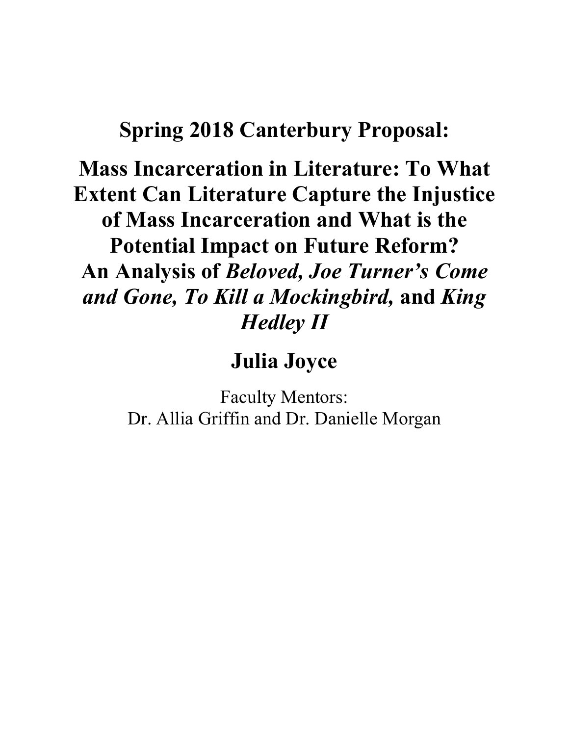# Spring 2018 Canterbury Proposal:

# Mass Incarceration in Literature: To What Extent Can Literature Capture the Injustice of Mass Incarceration and What is the Potential Impact on Future Reform? An Analysis of *Beloved, Joe Turner's Come and Gone, To Kill a Mockingbird,* and *King Hedley II*

## Julia Joyce

Faculty Mentors:
Dr. Allia Griffin and Dr. Danielle Morgan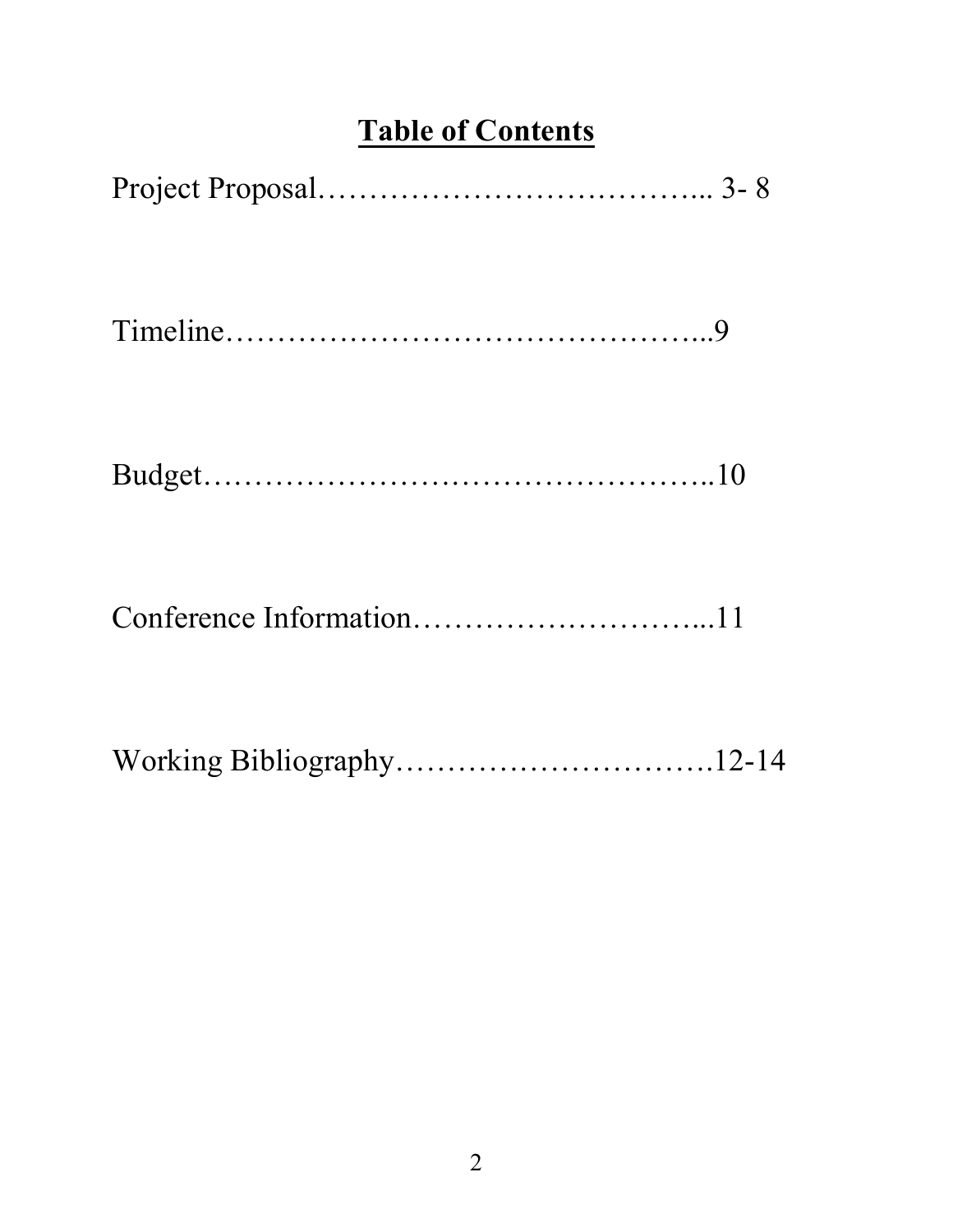# Table of Contents

Project Proposal……………………………….. 3- 8

Timeline………………………………………..9

Budget…………………………………………..10

Conference Information………………………...11

Working Bibliography………………………….12-14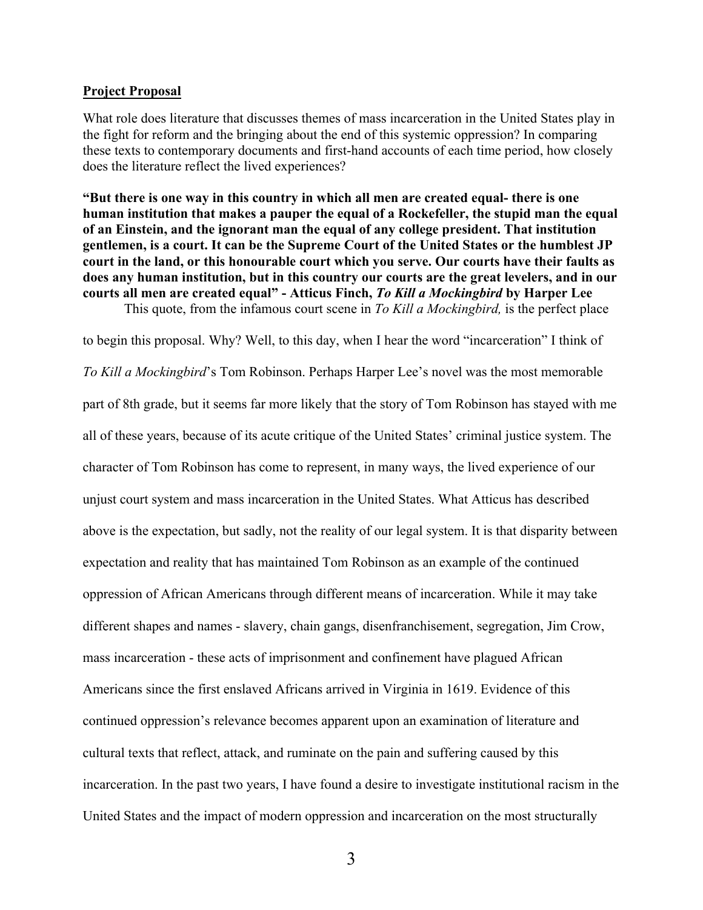**Project Proposal**

What role does literature that discusses themes of mass incarceration in the United States play in the fight for reform and the bringing about the end of this systemic oppression? In comparing these texts to contemporary documents and first-hand accounts of each time period, how closely does the literature reflect the lived experiences?

**"But there is one way in this country in which all men are created equal- there is one human institution that makes a pauper the equal of a Rockefeller, the stupid man the equal of an Einstein, and the ignorant man the equal of any college president. That institution gentlemen, is a court. It can be the Supreme Court of the United States or the humblest JP court in the land, or this honourable court which you serve. Our courts have their faults as does any human institution, but in this country our courts are the great levelers, and in our courts all men are created equal" - Atticus Finch, *To Kill a Mockingbird* by Harper Lee**

This quote, from the infamous court scene in *To Kill a Mockingbird,* is the perfect place to begin this proposal. Why? Well, to this day, when I hear the word "incarceration" I think of *To Kill a Mockingbird*'s Tom Robinson. Perhaps Harper Lee's novel was the most memorable part of 8th grade, but it seems far more likely that the story of Tom Robinson has stayed with me all of these years, because of its acute critique of the United States' criminal justice system. The character of Tom Robinson has come to represent, in many ways, the lived experience of our unjust court system and mass incarceration in the United States. What Atticus has described above is the expectation, but sadly, not the reality of our legal system. It is that disparity between expectation and reality that has maintained Tom Robinson as an example of the continued oppression of African Americans through different means of incarceration. While it may take different shapes and names - slavery, chain gangs, disenfranchisement, segregation, Jim Crow, mass incarceration - these acts of imprisonment and confinement have plagued African Americans since the first enslaved Africans arrived in Virginia in 1619. Evidence of this continued oppression's relevance becomes apparent upon an examination of literature and cultural texts that reflect, attack, and ruminate on the pain and suffering caused by this incarceration. In the past two years, I have found a desire to investigate institutional racism in the United States and the impact of modern oppression and incarceration on the most structurally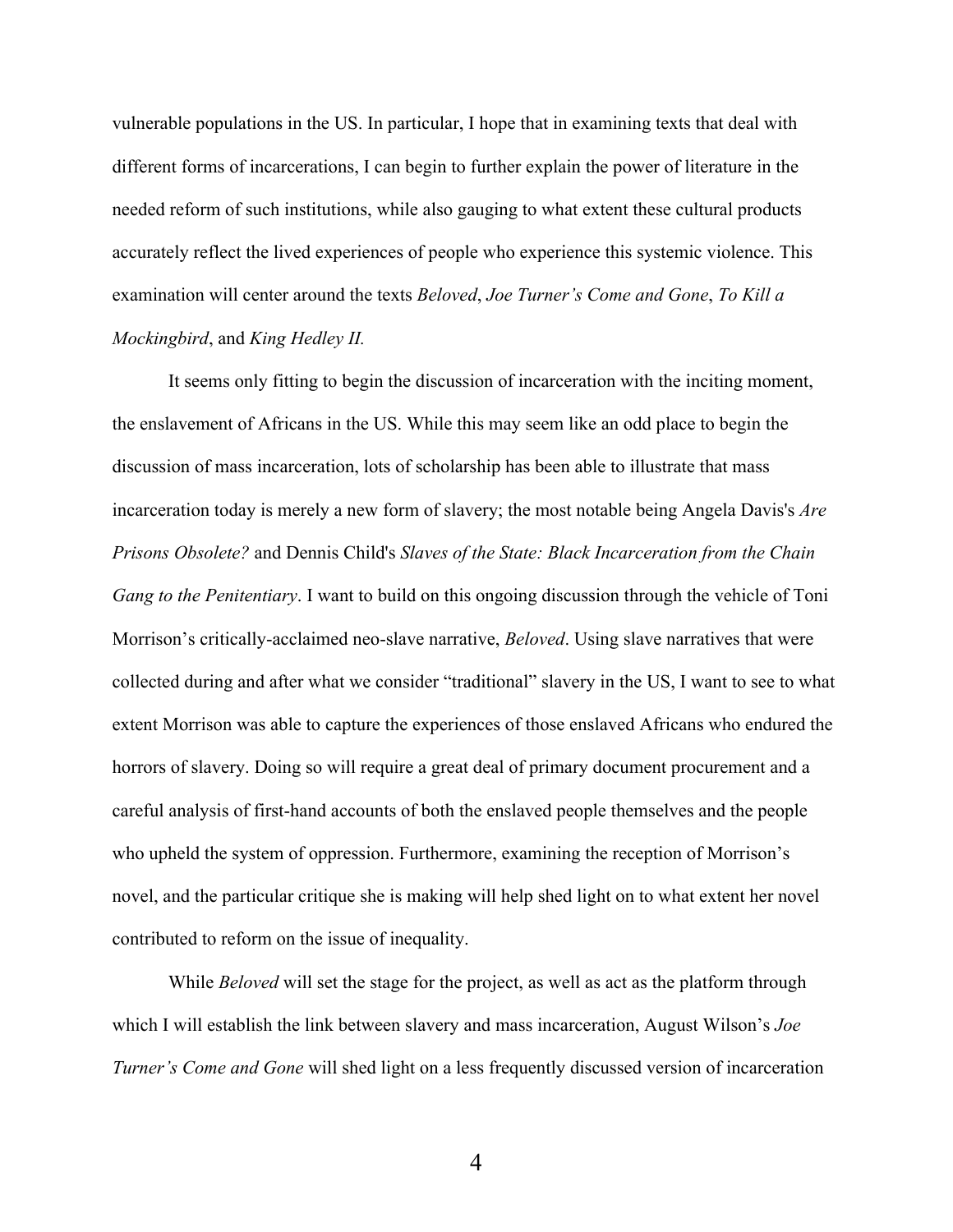vulnerable populations in the US. In particular, I hope that in examining texts that deal with different forms of incarcerations, I can begin to further explain the power of literature in the needed reform of such institutions, while also gauging to what extent these cultural products accurately reflect the lived experiences of people who experience this systemic violence. This examination will center around the texts *Beloved*, *Joe Turner's Come and Gone*, *To Kill a Mockingbird*, and *King Hedley II.*

It seems only fitting to begin the discussion of incarceration with the inciting moment, the enslavement of Africans in the US. While this may seem like an odd place to begin the discussion of mass incarceration, lots of scholarship has been able to illustrate that mass incarceration today is merely a new form of slavery; the most notable being Angela Davis's *Are Prisons Obsolete?* and Dennis Child's *Slaves of the State: Black Incarceration from the Chain Gang to the Penitentiary*. I want to build on this ongoing discussion through the vehicle of Toni Morrison's critically-acclaimed neo-slave narrative, *Beloved*. Using slave narratives that were collected during and after what we consider "traditional" slavery in the US, I want to see to what extent Morrison was able to capture the experiences of those enslaved Africans who endured the horrors of slavery. Doing so will require a great deal of primary document procurement and a careful analysis of first-hand accounts of both the enslaved people themselves and the people who upheld the system of oppression. Furthermore, examining the reception of Morrison's novel, and the particular critique she is making will help shed light on to what extent her novel contributed to reform on the issue of inequality.

While *Beloved* will set the stage for the project, as well as act as the platform through which I will establish the link between slavery and mass incarceration, August Wilson's *Joe Turner's Come and Gone* will shed light on a less frequently discussed version of incarceration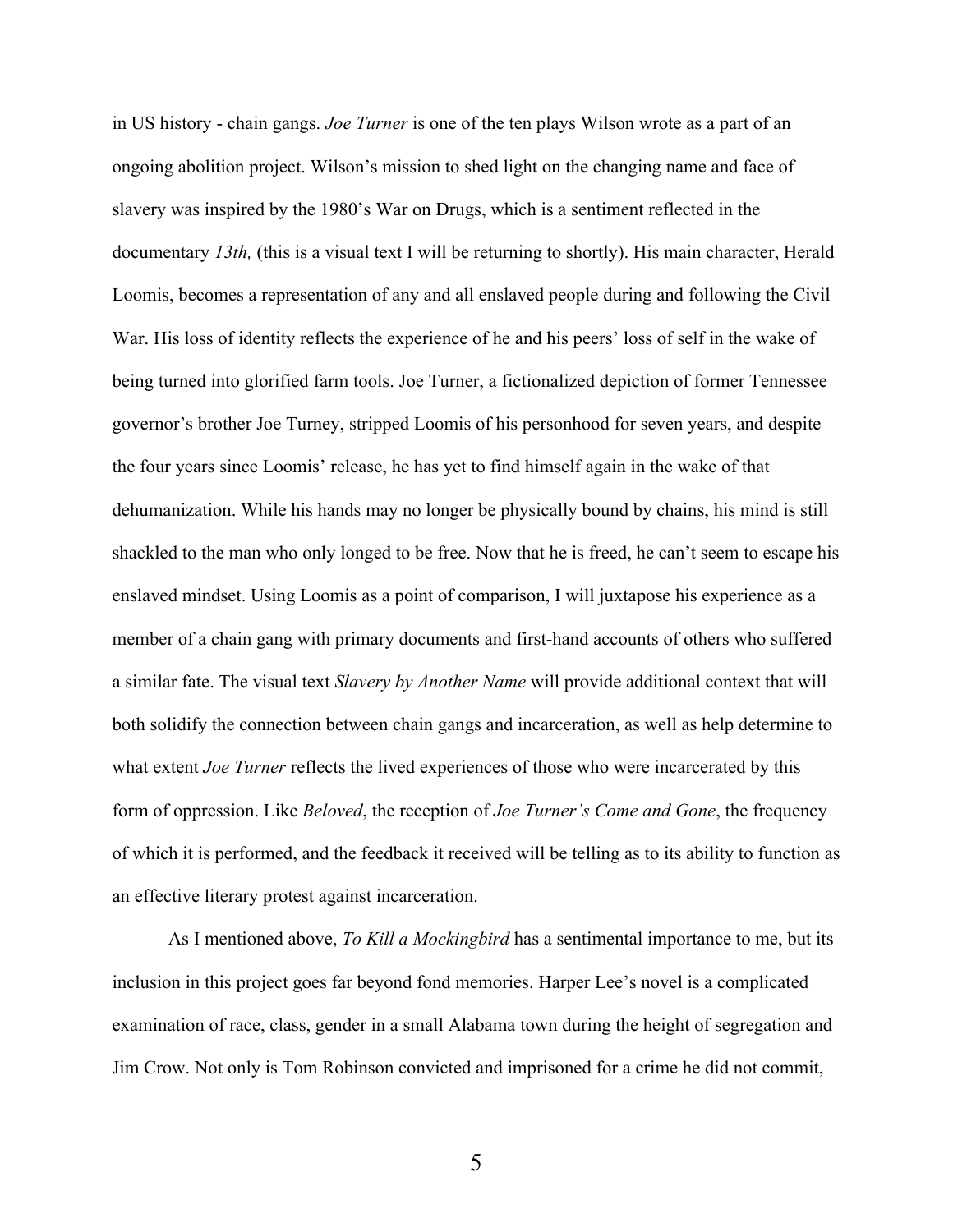in US history - chain gangs. *Joe Turner* is one of the ten plays Wilson wrote as a part of an ongoing abolition project. Wilson's mission to shed light on the changing name and face of slavery was inspired by the 1980's War on Drugs, which is a sentiment reflected in the documentary *13th,* (this is a visual text I will be returning to shortly). His main character, Herald Loomis, becomes a representation of any and all enslaved people during and following the Civil War. His loss of identity reflects the experience of he and his peers' loss of self in the wake of being turned into glorified farm tools. Joe Turner, a fictionalized depiction of former Tennessee governor's brother Joe Turney, stripped Loomis of his personhood for seven years, and despite the four years since Loomis' release, he has yet to find himself again in the wake of that dehumanization. While his hands may no longer be physically bound by chains, his mind is still shackled to the man who only longed to be free. Now that he is freed, he can't seem to escape his enslaved mindset. Using Loomis as a point of comparison, I will juxtapose his experience as a member of a chain gang with primary documents and first-hand accounts of others who suffered a similar fate. The visual text *Slavery by Another Name* will provide additional context that will both solidify the connection between chain gangs and incarceration, as well as help determine to what extent *Joe Turner* reflects the lived experiences of those who were incarcerated by this form of oppression. Like *Beloved*, the reception of *Joe Turner's Come and Gone*, the frequency of which it is performed, and the feedback it received will be telling as to its ability to function as an effective literary protest against incarceration.

As I mentioned above, *To Kill a Mockingbird* has a sentimental importance to me, but its inclusion in this project goes far beyond fond memories. Harper Lee's novel is a complicated examination of race, class, gender in a small Alabama town during the height of segregation and Jim Crow. Not only is Tom Robinson convicted and imprisoned for a crime he did not commit,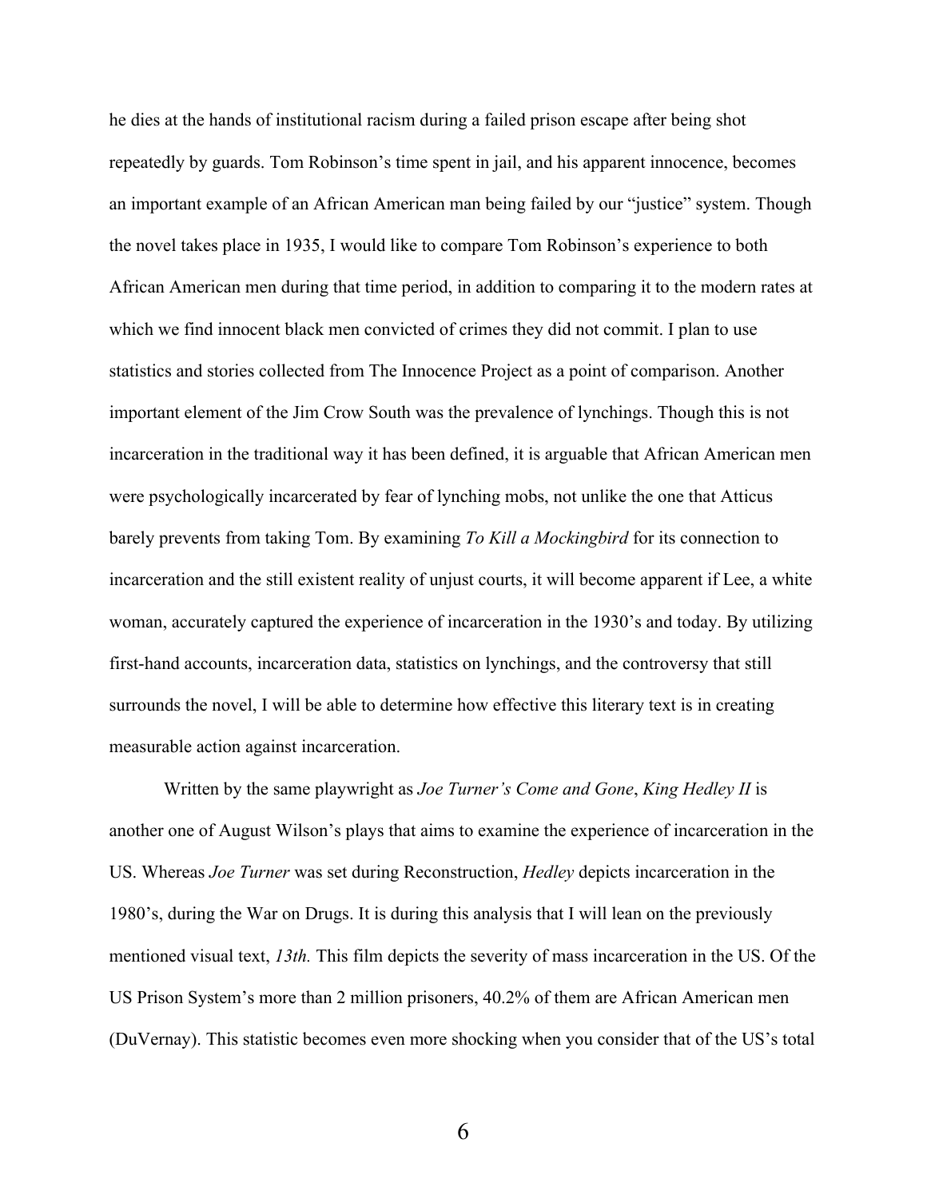he dies at the hands of institutional racism during a failed prison escape after being shot repeatedly by guards. Tom Robinson's time spent in jail, and his apparent innocence, becomes an important example of an African American man being failed by our "justice" system. Though the novel takes place in 1935, I would like to compare Tom Robinson's experience to both African American men during that time period, in addition to comparing it to the modern rates at which we find innocent black men convicted of crimes they did not commit. I plan to use statistics and stories collected from The Innocence Project as a point of comparison. Another important element of the Jim Crow South was the prevalence of lynchings. Though this is not incarceration in the traditional way it has been defined, it is arguable that African American men were psychologically incarcerated by fear of lynching mobs, not unlike the one that Atticus barely prevents from taking Tom. By examining *To Kill a Mockingbird* for its connection to incarceration and the still existent reality of unjust courts, it will become apparent if Lee, a white woman, accurately captured the experience of incarceration in the 1930's and today. By utilizing first-hand accounts, incarceration data, statistics on lynchings, and the controversy that still surrounds the novel, I will be able to determine how effective this literary text is in creating measurable action against incarceration.

Written by the same playwright as *Joe Turner's Come and Gone*, *King Hedley II* is another one of August Wilson's plays that aims to examine the experience of incarceration in the US. Whereas *Joe Turner* was set during Reconstruction, *Hedley* depicts incarceration in the 1980's, during the War on Drugs. It is during this analysis that I will lean on the previously mentioned visual text, *13th.* This film depicts the severity of mass incarceration in the US. Of the US Prison System's more than 2 million prisoners, 40.2% of them are African American men (DuVernay). This statistic becomes even more shocking when you consider that of the US's total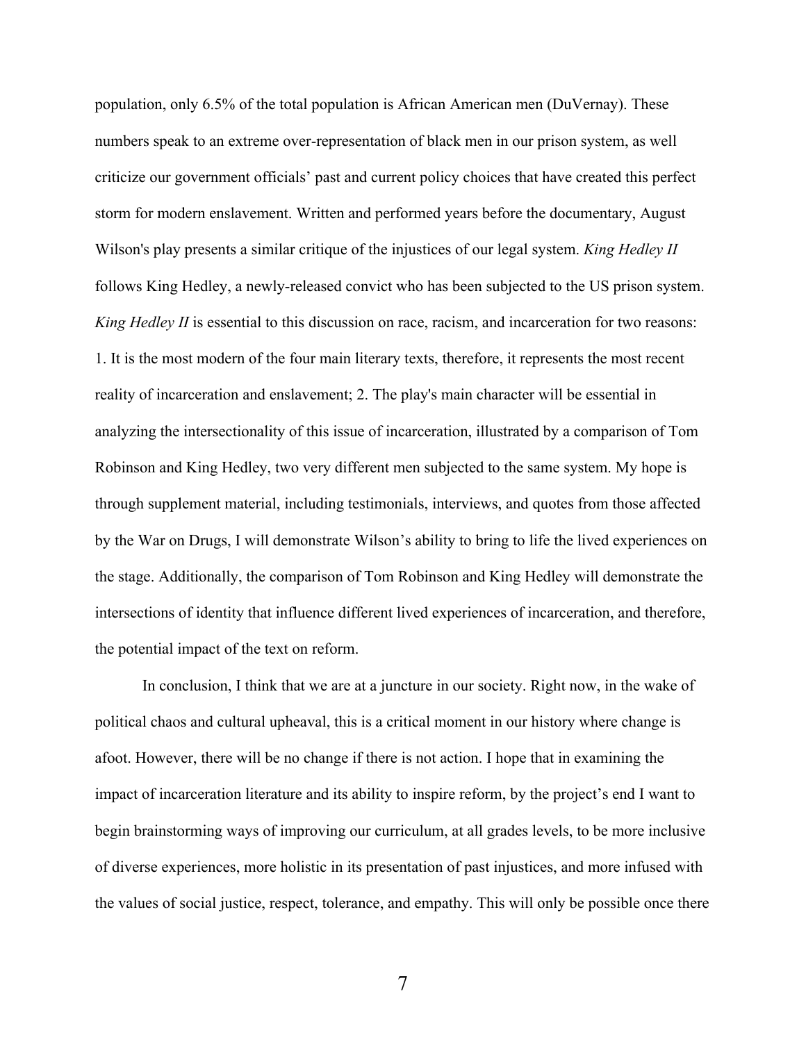population, only 6.5% of the total population is African American men (DuVernay). These numbers speak to an extreme over-representation of black men in our prison system, as well criticize our government officials' past and current policy choices that have created this perfect storm for modern enslavement. Written and performed years before the documentary, August Wilson's play presents a similar critique of the injustices of our legal system. *King Hedley II* follows King Hedley, a newly-released convict who has been subjected to the US prison system. *King Hedley II* is essential to this discussion on race, racism, and incarceration for two reasons: 1. It is the most modern of the four main literary texts, therefore, it represents the most recent reality of incarceration and enslavement; 2. The play's main character will be essential in analyzing the intersectionality of this issue of incarceration, illustrated by a comparison of Tom Robinson and King Hedley, two very different men subjected to the same system. My hope is through supplement material, including testimonials, interviews, and quotes from those affected by the War on Drugs, I will demonstrate Wilson's ability to bring to life the lived experiences on the stage. Additionally, the comparison of Tom Robinson and King Hedley will demonstrate the intersections of identity that influence different lived experiences of incarceration, and therefore, the potential impact of the text on reform.

In conclusion, I think that we are at a juncture in our society. Right now, in the wake of political chaos and cultural upheaval, this is a critical moment in our history where change is afoot. However, there will be no change if there is not action. I hope that in examining the impact of incarceration literature and its ability to inspire reform, by the project's end I want to begin brainstorming ways of improving our curriculum, at all grades levels, to be more inclusive of diverse experiences, more holistic in its presentation of past injustices, and more infused with the values of social justice, respect, tolerance, and empathy. This will only be possible once there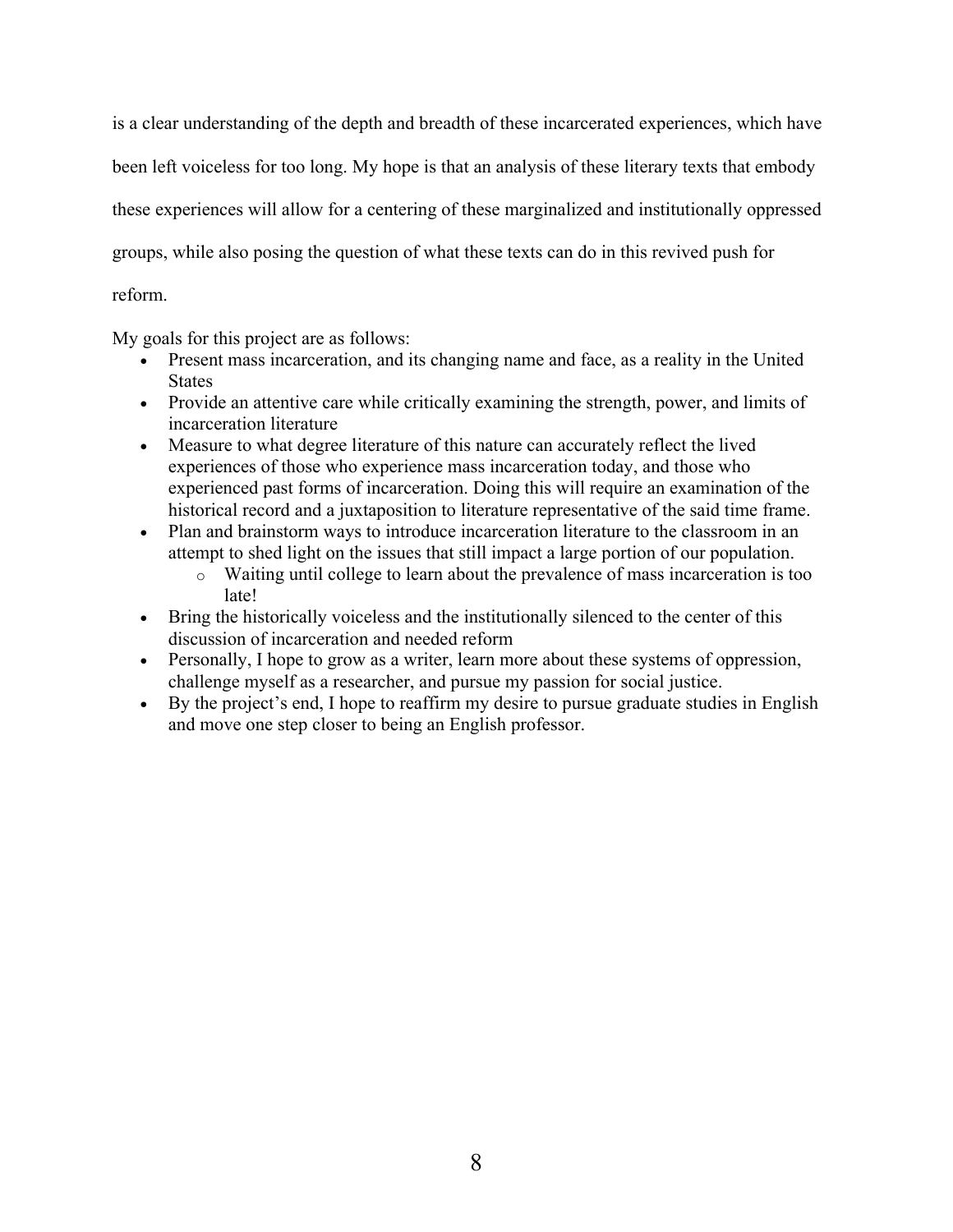is a clear understanding of the depth and breadth of these incarcerated experiences, which have been left voiceless for too long. My hope is that an analysis of these literary texts that embody these experiences will allow for a centering of these marginalized and institutionally oppressed groups, while also posing the question of what these texts can do in this revived push for reform.

My goals for this project are as follows:

- Present mass incarceration, and its changing name and face, as a reality in the United States
- Provide an attentive care while critically examining the strength, power, and limits of incarceration literature
- Measure to what degree literature of this nature can accurately reflect the lived experiences of those who experience mass incarceration today, and those who experienced past forms of incarceration. Doing this will require an examination of the historical record and a juxtaposition to literature representative of the said time frame.
- Plan and brainstorm ways to introduce incarceration literature to the classroom in an attempt to shed light on the issues that still impact a large portion of our population.
    - Waiting until college to learn about the prevalence of mass incarceration is too late!
- Bring the historically voiceless and the institutionally silenced to the center of this discussion of incarceration and needed reform
- Personally, I hope to grow as a writer, learn more about these systems of oppression, challenge myself as a researcher, and pursue my passion for social justice.
- By the project's end, I hope to reaffirm my desire to pursue graduate studies in English and move one step closer to being an English professor.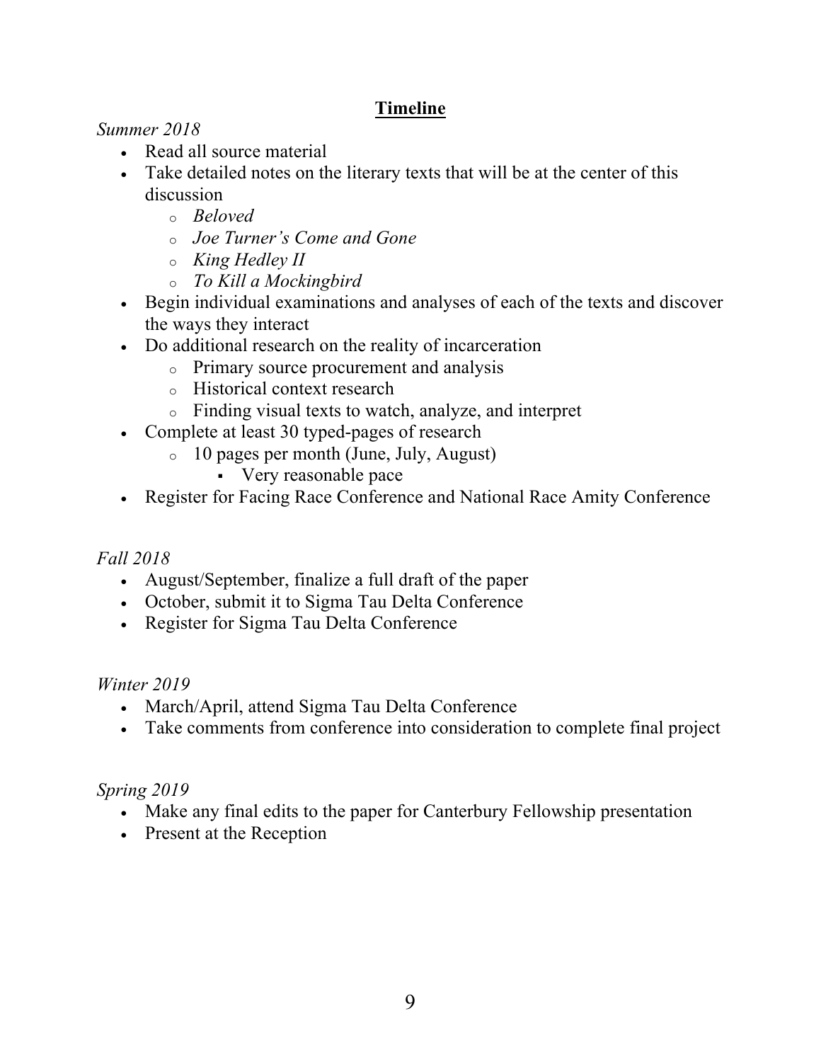## Timeline

*Summer 2018*

- Read all source material
- Take detailed notes on the literary texts that will be at the center of this discussion
  - *Beloved*
  - *Joe Turner's Come and Gone*
  - *King Hedley II*
  - *To Kill a Mockingbird*
- Begin individual examinations and analyses of each of the texts and discover the ways they interact
- Do additional research on the reality of incarceration
  - Primary source procurement and analysis
  - Historical context research
  - Finding visual texts to watch, analyze, and interpret
- Complete at least 30 typed-pages of research
  - 10 pages per month (June, July, August)
    - Very reasonable pace
- Register for Facing Race Conference and National Race Amity Conference

*Fall 2018*

- August/September, finalize a full draft of the paper
- October, submit it to Sigma Tau Delta Conference
- Register for Sigma Tau Delta Conference

*Winter 2019*

- March/April, attend Sigma Tau Delta Conference
- Take comments from conference into consideration to complete final project

*Spring 2019*

- Make any final edits to the paper for Canterbury Fellowship presentation
- Present at the Reception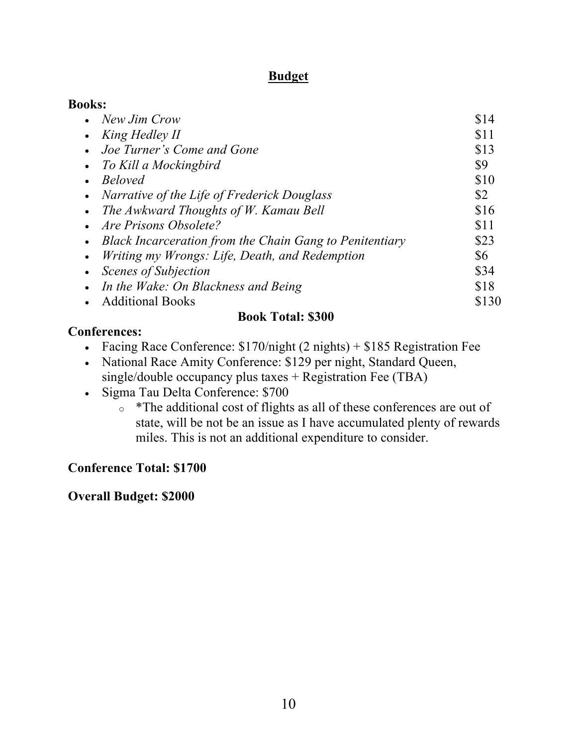## Budget

**Books:**

- *New Jim Crow* — $14
- *King Hedley II* — $11
- *Joe Turner's Come and Gone* — $13
- *To Kill a Mockingbird* — $9
- *Beloved* — $10
- *Narrative of the Life of Frederick Douglass* — $2
- *The Awkward Thoughts of W. Kamau Bell* — $16
- *Are Prisons Obsolete?* — $11
- *Black Incarceration from the Chain Gang to Penitentiary* — $23
- *Writing my Wrongs: Life, Death, and Redemption* — $6
- *Scenes of Subjection* — $34
- *In the Wake: On Blackness and Being* — $18
- Additional Books — $130

**Book Total: $300**

**Conferences:**

- Facing Race Conference: $170/night (2 nights) + $185 Registration Fee
- National Race Amity Conference: $129 per night, Standard Queen, single/double occupancy plus taxes + Registration Fee (TBA)
- Sigma Tau Delta Conference: $700
  - *The additional cost of flights as all of these conferences are out of state, will be not be an issue as I have accumulated plenty of rewards miles. This is not an additional expenditure to consider.

**Conference Total: $1700**

**Overall Budget: $2000**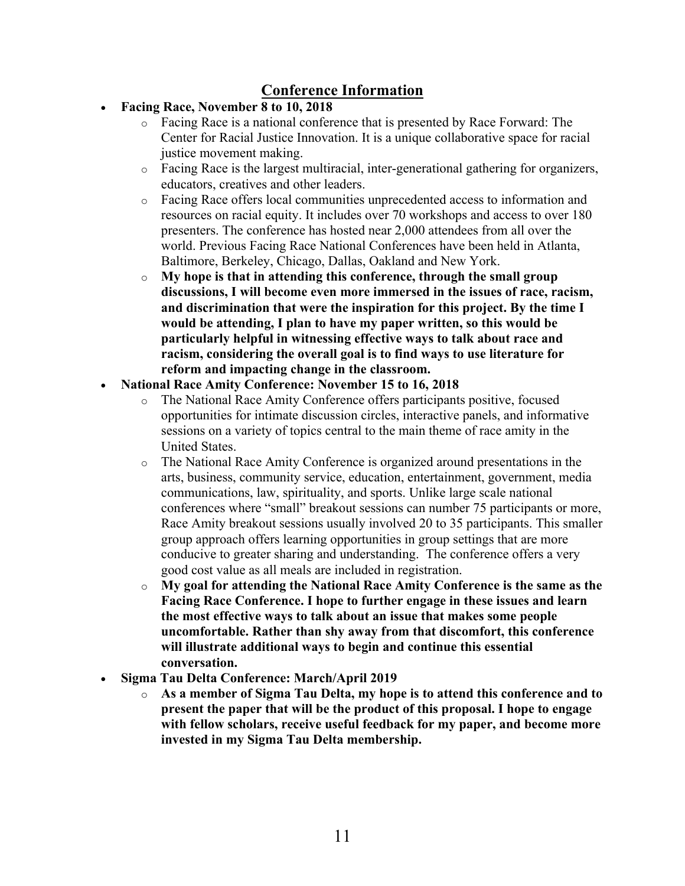## Conference Information

- **Facing Race, November 8 to 10, 2018**
    - Facing Race is a national conference that is presented by Race Forward: The Center for Racial Justice Innovation. It is a unique collaborative space for racial justice movement making.
    - Facing Race is the largest multiracial, inter-generational gathering for organizers, educators, creatives and other leaders.
    - Facing Race offers local communities unprecedented access to information and resources on racial equity. It includes over 70 workshops and access to over 180 presenters. The conference has hosted near 2,000 attendees from all over the world. Previous Facing Race National Conferences have been held in Atlanta, Baltimore, Berkeley, Chicago, Dallas, Oakland and New York.
    - **My hope is that in attending this conference, through the small group discussions, I will become even more immersed in the issues of race, racism, and discrimination that were the inspiration for this project. By the time I would be attending, I plan to have my paper written, so this would be particularly helpful in witnessing effective ways to talk about race and racism, considering the overall goal is to find ways to use literature for reform and impacting change in the classroom.**
- **National Race Amity Conference: November 15 to 16, 2018**
    - The National Race Amity Conference offers participants positive, focused opportunities for intimate discussion circles, interactive panels, and informative sessions on a variety of topics central to the main theme of race amity in the United States.
    - The National Race Amity Conference is organized around presentations in the arts, business, community service, education, entertainment, government, media communications, law, spirituality, and sports. Unlike large scale national conferences where "small" breakout sessions can number 75 participants or more, Race Amity breakout sessions usually involved 20 to 35 participants. This smaller group approach offers learning opportunities in group settings that are more conducive to greater sharing and understanding. The conference offers a very good cost value as all meals are included in registration.
    - **My goal for attending the National Race Amity Conference is the same as the Facing Race Conference. I hope to further engage in these issues and learn the most effective ways to talk about an issue that makes some people uncomfortable. Rather than shy away from that discomfort, this conference will illustrate additional ways to begin and continue this essential conversation.**
- **Sigma Tau Delta Conference: March/April 2019**
    - **As a member of Sigma Tau Delta, my hope is to attend this conference and to present the paper that will be the product of this proposal. I hope to engage with fellow scholars, receive useful feedback for my paper, and become more invested in my Sigma Tau Delta membership.**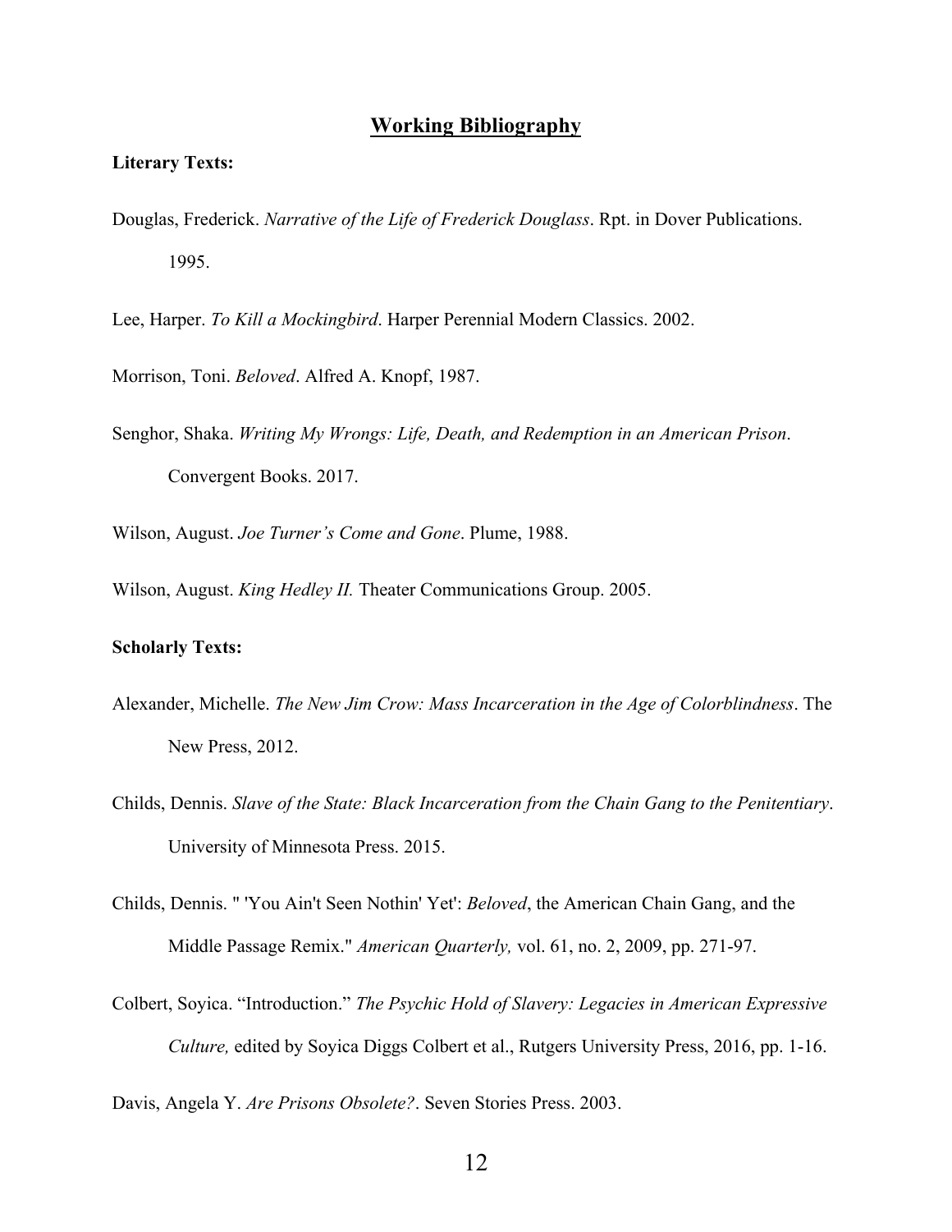## Working Bibliography

**Literary Texts:**

Douglas, Frederick. *Narrative of the Life of Frederick Douglass*. Rpt. in Dover Publications. 1995.

Lee, Harper. *To Kill a Mockingbird*. Harper Perennial Modern Classics. 2002.

Morrison, Toni. *Beloved*. Alfred A. Knopf, 1987.

Senghor, Shaka. *Writing My Wrongs: Life, Death, and Redemption in an American Prison*. Convergent Books. 2017.

Wilson, August. *Joe Turner's Come and Gone*. Plume, 1988.

Wilson, August. *King Hedley II.* Theater Communications Group. 2005.

**Scholarly Texts:**

Alexander, Michelle. *The New Jim Crow: Mass Incarceration in the Age of Colorblindness*. The New Press, 2012.

Childs, Dennis. *Slave of the State: Black Incarceration from the Chain Gang to the Penitentiary*. University of Minnesota Press. 2015.

Childs, Dennis. " 'You Ain't Seen Nothin' Yet': *Beloved*, the American Chain Gang, and the Middle Passage Remix." *American Quarterly,* vol. 61, no. 2, 2009, pp. 271-97.

Colbert, Soyica. "Introduction." *The Psychic Hold of Slavery: Legacies in American Expressive Culture,* edited by Soyica Diggs Colbert et al., Rutgers University Press, 2016, pp. 1-16.

Davis, Angela Y. *Are Prisons Obsolete?*. Seven Stories Press. 2003.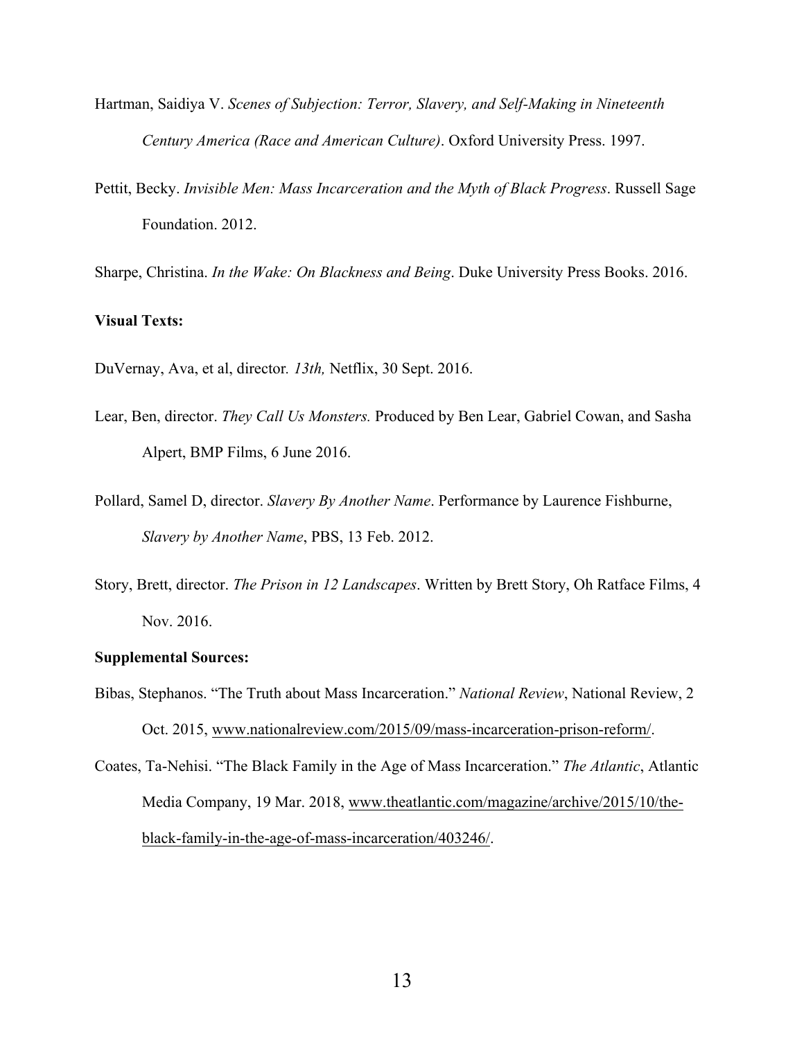Hartman, Saidiya V. *Scenes of Subjection: Terror, Slavery, and Self-Making in Nineteenth Century America (Race and American Culture)*. Oxford University Press. 1997.

Pettit, Becky. *Invisible Men: Mass Incarceration and the Myth of Black Progress*. Russell Sage Foundation. 2012.

Sharpe, Christina. *In the Wake: On Blackness and Being*. Duke University Press Books. 2016.

**Visual Texts:**

DuVernay, Ava, et al, director. *13th,* Netflix, 30 Sept. 2016.

Lear, Ben, director. *They Call Us Monsters.* Produced by Ben Lear, Gabriel Cowan, and Sasha Alpert, BMP Films, 6 June 2016.

Pollard, Samel D, director. *Slavery By Another Name*. Performance by Laurence Fishburne, *Slavery by Another Name*, PBS, 13 Feb. 2012.

Story, Brett, director. *The Prison in 12 Landscapes*. Written by Brett Story, Oh Ratface Films, 4 Nov. 2016.

**Supplemental Sources:**

Bibas, Stephanos. "The Truth about Mass Incarceration." *National Review*, National Review, 2 Oct. 2015, www.nationalreview.com/2015/09/mass-incarceration-prison-reform/.

Coates, Ta-Nehisi. "The Black Family in the Age of Mass Incarceration." *The Atlantic*, Atlantic Media Company, 19 Mar. 2018, www.theatlantic.com/magazine/archive/2015/10/the-black-family-in-the-age-of-mass-incarceration/403246/.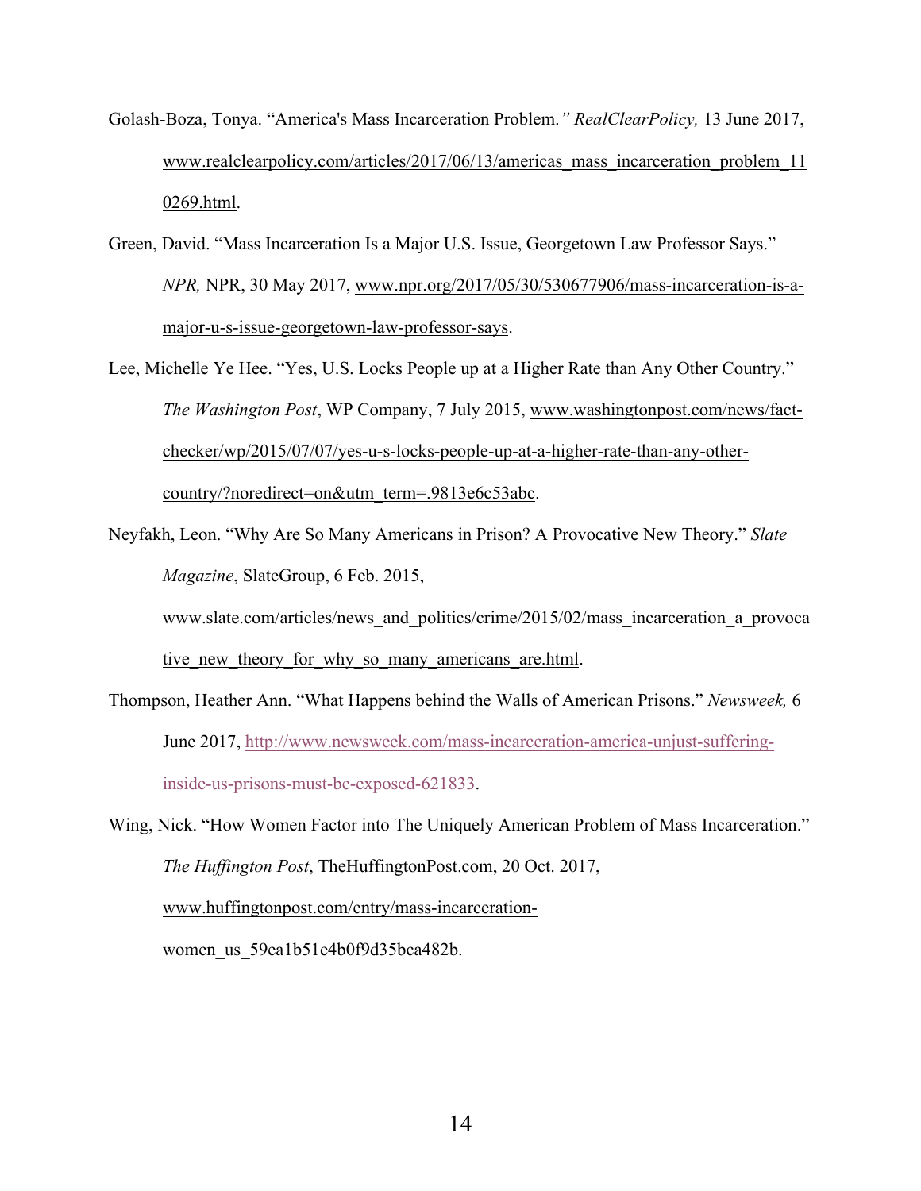Golash-Boza, Tonya. "America's Mass Incarceration Problem." *RealClearPolicy,* 13 June 2017, www.realclearpolicy.com/articles/2017/06/13/americas_mass_incarceration_problem_110269.html.

Green, David. "Mass Incarceration Is a Major U.S. Issue, Georgetown Law Professor Says." *NPR,* NPR, 30 May 2017, www.npr.org/2017/05/30/530677906/mass-incarceration-is-a-major-u-s-issue-georgetown-law-professor-says.

Lee, Michelle Ye Hee. "Yes, U.S. Locks People up at a Higher Rate than Any Other Country." *The Washington Post*, WP Company, 7 July 2015, www.washingtonpost.com/news/fact-checker/wp/2015/07/07/yes-u-s-locks-people-up-at-a-higher-rate-than-any-other-country/?noredirect=on&utm_term=.9813e6c53abc.

Neyfakh, Leon. "Why Are So Many Americans in Prison? A Provocative New Theory." *Slate Magazine*, SlateGroup, 6 Feb. 2015, www.slate.com/articles/news_and_politics/crime/2015/02/mass_incarceration_a_provocative_new_theory_for_why_so_many_americans_are.html.

Thompson, Heather Ann. "What Happens behind the Walls of American Prisons." *Newsweek,* 6 June 2017, http://www.newsweek.com/mass-incarceration-america-unjust-suffering-inside-us-prisons-must-be-exposed-621833.

Wing, Nick. "How Women Factor into The Uniquely American Problem of Mass Incarceration." *The Huffington Post*, TheHuffingtonPost.com, 20 Oct. 2017, www.huffingtonpost.com/entry/mass-incarceration-women_us_59ea1b51e4b0f9d35bca482b.